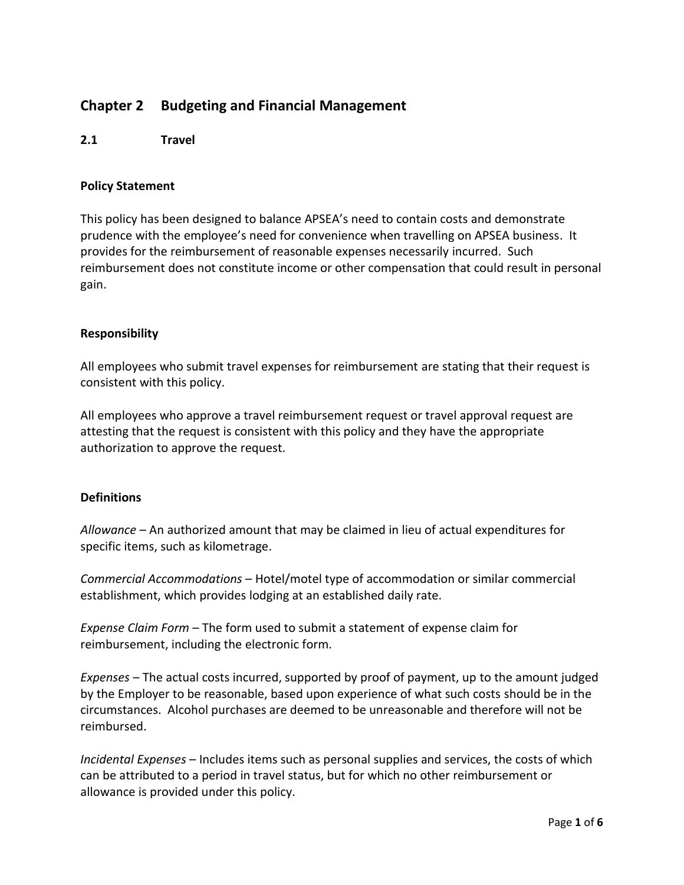# Chapter 2 Budgeting and Financial Management

## 2.1 Travel

### Policy Statement

This policy has been designed to balance APSEA's need to contain costs and demonstrate prudence with the employee's need for convenience when travelling on APSEA business. It provides for the reimbursement of reasonable expenses necessarily incurred. Such reimbursement does not constitute income or other compensation that could result in personal gain.

### Responsibility

All employees who submit travel expenses for reimbursement are stating that their request is consistent with this policy.

All employees who approve a travel reimbursement request or travel approval request are attesting that the request is consistent with this policy and they have the appropriate authorization to approve the request.

### Definitions

*Allowance* – An authorized amount that may be claimed in lieu of actual expenditures for specific items, such as kilometrage.

*Commercial Accommodations* – Hotel/motel type of accommodation or similar commercial establishment, which provides lodging at an established daily rate.

*Expense Claim Form* – The form used to submit a statement of expense claim for reimbursement, including the electronic form.

*Expenses* – The actual costs incurred, supported by proof of payment, up to the amount judged by the Employer to be reasonable, based upon experience of what such costs should be in the circumstances. Alcohol purchases are deemed to be unreasonable and therefore will not be reimbursed.

*Incidental Expenses* – Includes items such as personal supplies and services, the costs of which can be attributed to a period in travel status, but for which no other reimbursement or allowance is provided under this policy.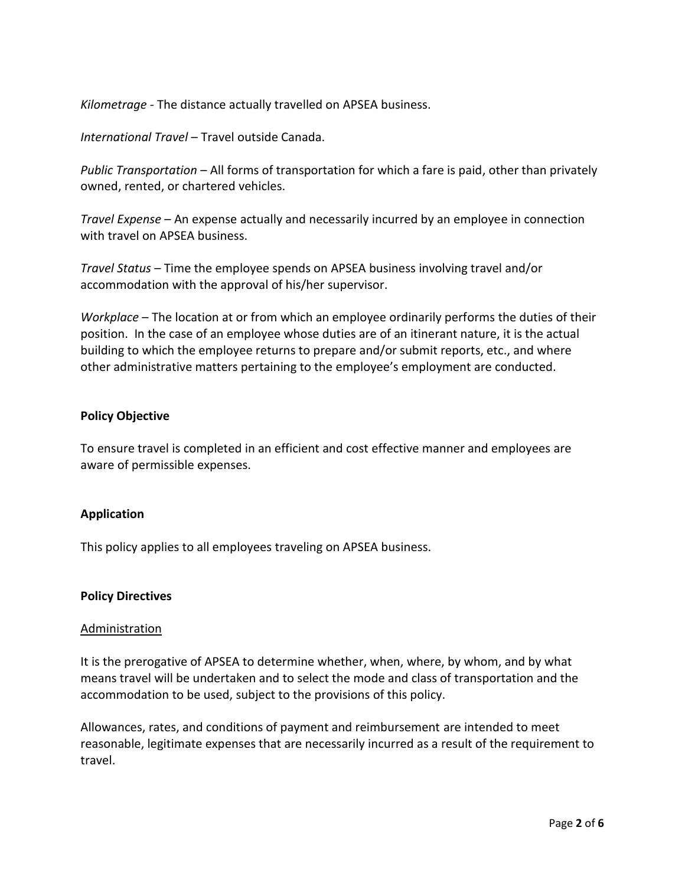*Kilometrage* - The distance actually travelled on APSEA business.

*International Travel* – Travel outside Canada.

*Public Transportation* – All forms of transportation for which a fare is paid, other than privately owned, rented, or chartered vehicles.

*Travel Expense* – An expense actually and necessarily incurred by an employee in connection with travel on APSEA business.

*Travel Status* – Time the employee spends on APSEA business involving travel and/or accommodation with the approval of his/her supervisor.

*Workplace* – The location at or from which an employee ordinarily performs the duties of their position. In the case of an employee whose duties are of an itinerant nature, it is the actual building to which the employee returns to prepare and/or submit reports, etc., and where other administrative matters pertaining to the employee's employment are conducted.

**Policy Objective**

To ensure travel is completed in an efficient and cost effective manner and employees are aware of permissible expenses.

**Application**

This policy applies to all employees traveling on APSEA business.

**Policy Directives**

<u>Administration</u>

It is the prerogative of APSEA to determine whether, when, where, by whom, and by what means travel will be undertaken and to select the mode and class of transportation and the accommodation to be used, subject to the provisions of this policy.

Allowances, rates, and conditions of payment and reimbursement are intended to meet reasonable, legitimate expenses that are necessarily incurred as a result of the requirement to travel.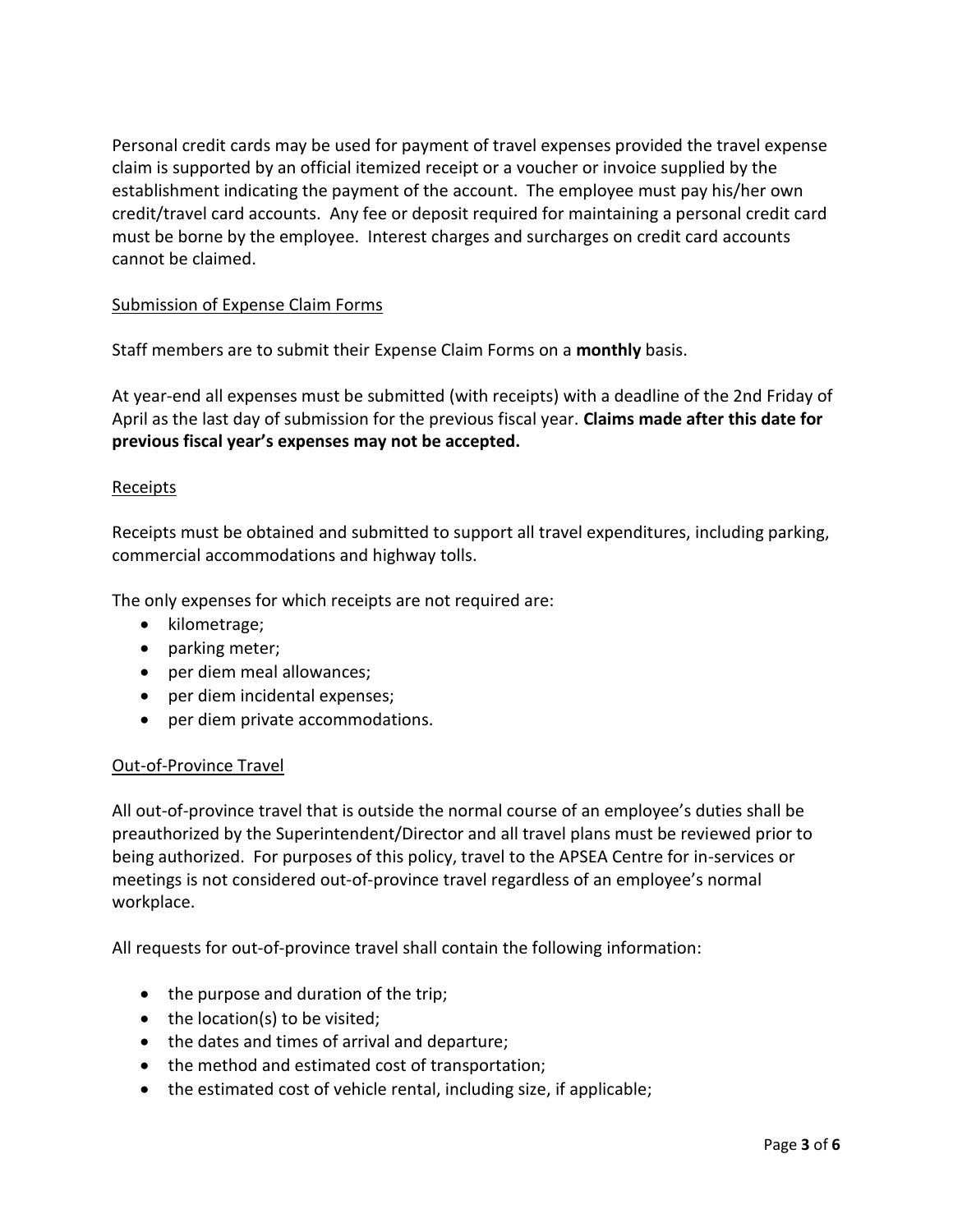Personal credit cards may be used for payment of travel expenses provided the travel expense claim is supported by an official itemized receipt or a voucher or invoice supplied by the establishment indicating the payment of the account. The employee must pay his/her own credit/travel card accounts. Any fee or deposit required for maintaining a personal credit card must be borne by the employee. Interest charges and surcharges on credit card accounts cannot be claimed.

<u>Submission of Expense Claim Forms</u>

Staff members are to submit their Expense Claim Forms on a **monthly** basis.

At year-end all expenses must be submitted (with receipts) with a deadline of the 2nd Friday of April as the last day of submission for the previous fiscal year. **Claims made after this date for previous fiscal year's expenses may not be accepted.**

<u>Receipts</u>

Receipts must be obtained and submitted to support all travel expenditures, including parking, commercial accommodations and highway tolls.

The only expenses for which receipts are not required are:

- kilometrage;
- parking meter;
- per diem meal allowances;
- per diem incidental expenses;
- per diem private accommodations.

<u>Out-of-Province Travel</u>

All out-of-province travel that is outside the normal course of an employee's duties shall be preauthorized by the Superintendent/Director and all travel plans must be reviewed prior to being authorized. For purposes of this policy, travel to the APSEA Centre for in-services or meetings is not considered out-of-province travel regardless of an employee's normal workplace.

All requests for out-of-province travel shall contain the following information:

- the purpose and duration of the trip;
- the location(s) to be visited;
- the dates and times of arrival and departure;
- the method and estimated cost of transportation;
- the estimated cost of vehicle rental, including size, if applicable;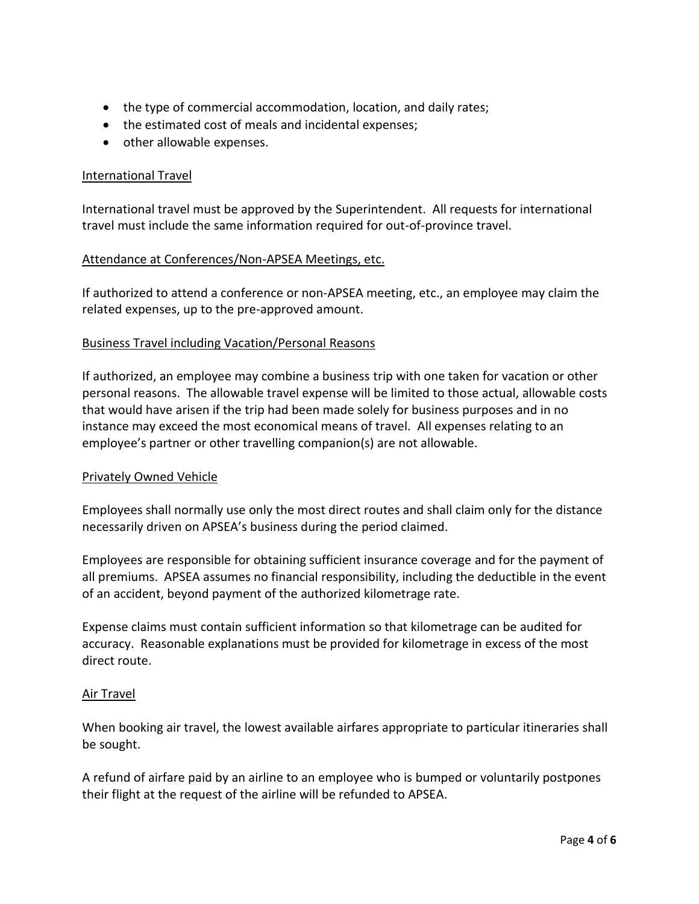- the type of commercial accommodation, location, and daily rates;
- the estimated cost of meals and incidental expenses;
- other allowable expenses.

### International Travel

International travel must be approved by the Superintendent. All requests for international travel must include the same information required for out-of-province travel.

### Attendance at Conferences/Non-APSEA Meetings, etc.

If authorized to attend a conference or non-APSEA meeting, etc., an employee may claim the related expenses, up to the pre-approved amount.

### Business Travel including Vacation/Personal Reasons

If authorized, an employee may combine a business trip with one taken for vacation or other personal reasons. The allowable travel expense will be limited to those actual, allowable costs that would have arisen if the trip had been made solely for business purposes and in no instance may exceed the most economical means of travel. All expenses relating to an employee's partner or other travelling companion(s) are not allowable.

### Privately Owned Vehicle

Employees shall normally use only the most direct routes and shall claim only for the distance necessarily driven on APSEA's business during the period claimed.

Employees are responsible for obtaining sufficient insurance coverage and for the payment of all premiums. APSEA assumes no financial responsibility, including the deductible in the event of an accident, beyond payment of the authorized kilometrage rate.

Expense claims must contain sufficient information so that kilometrage can be audited for accuracy. Reasonable explanations must be provided for kilometrage in excess of the most direct route.

### Air Travel

When booking air travel, the lowest available airfares appropriate to particular itineraries shall be sought.

A refund of airfare paid by an airline to an employee who is bumped or voluntarily postpones their flight at the request of the airline will be refunded to APSEA.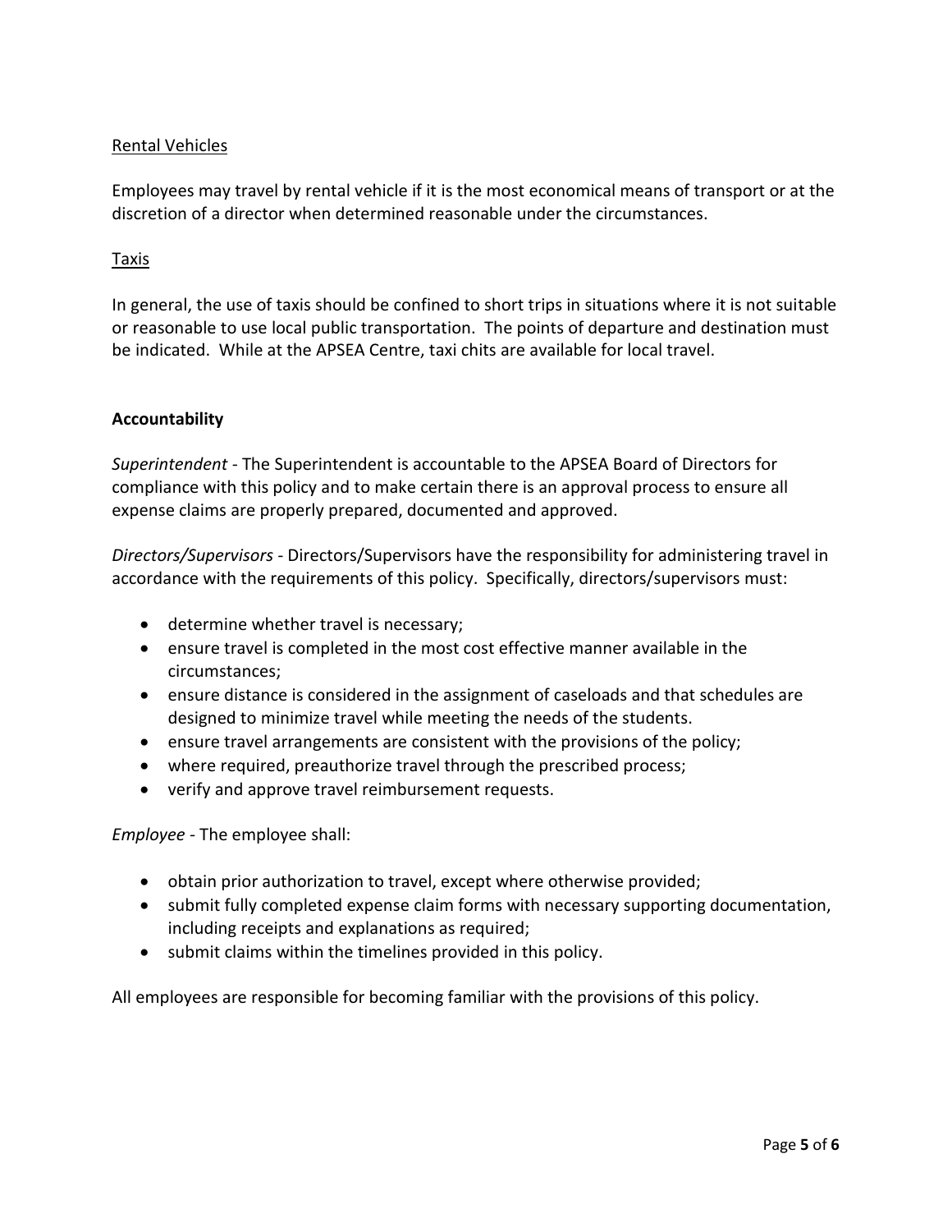Rental Vehicles

Employees may travel by rental vehicle if it is the most economical means of transport or at the discretion of a director when determined reasonable under the circumstances.

Taxis

In general, the use of taxis should be confined to short trips in situations where it is not suitable or reasonable to use local public transportation. The points of departure and destination must be indicated. While at the APSEA Centre, taxi chits are available for local travel.

**Accountability**

*Superintendent* - The Superintendent is accountable to the APSEA Board of Directors for compliance with this policy and to make certain there is an approval process to ensure all expense claims are properly prepared, documented and approved.

*Directors/Supervisors* - Directors/Supervisors have the responsibility for administering travel in accordance with the requirements of this policy. Specifically, directors/supervisors must:

- determine whether travel is necessary;
- ensure travel is completed in the most cost effective manner available in the circumstances;
- ensure distance is considered in the assignment of caseloads and that schedules are designed to minimize travel while meeting the needs of the students.
- ensure travel arrangements are consistent with the provisions of the policy;
- where required, preauthorize travel through the prescribed process;
- verify and approve travel reimbursement requests.

*Employee* - The employee shall:

- obtain prior authorization to travel, except where otherwise provided;
- submit fully completed expense claim forms with necessary supporting documentation, including receipts and explanations as required;
- submit claims within the timelines provided in this policy.

All employees are responsible for becoming familiar with the provisions of this policy.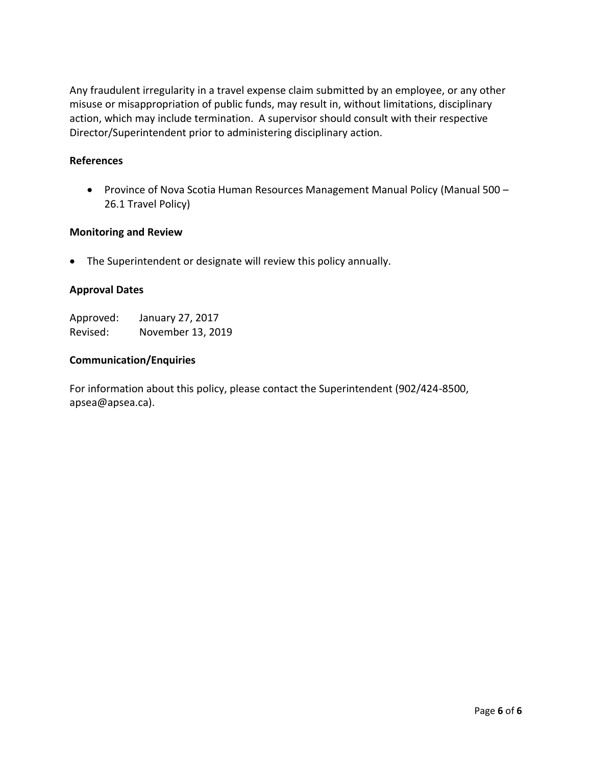Any fraudulent irregularity in a travel expense claim submitted by an employee, or any other misuse or misappropriation of public funds, may result in, without limitations, disciplinary action, which may include termination. A supervisor should consult with their respective Director/Superintendent prior to administering disciplinary action.

**References**

- Province of Nova Scotia Human Resources Management Manual Policy (Manual 500 – 26.1 Travel Policy)

**Monitoring and Review**

- The Superintendent or designate will review this policy annually.

**Approval Dates**

Approved: January 27, 2017
Revised: November 13, 2019

**Communication/Enquiries**

For information about this policy, please contact the Superintendent (902/424-8500, apsea@apsea.ca).